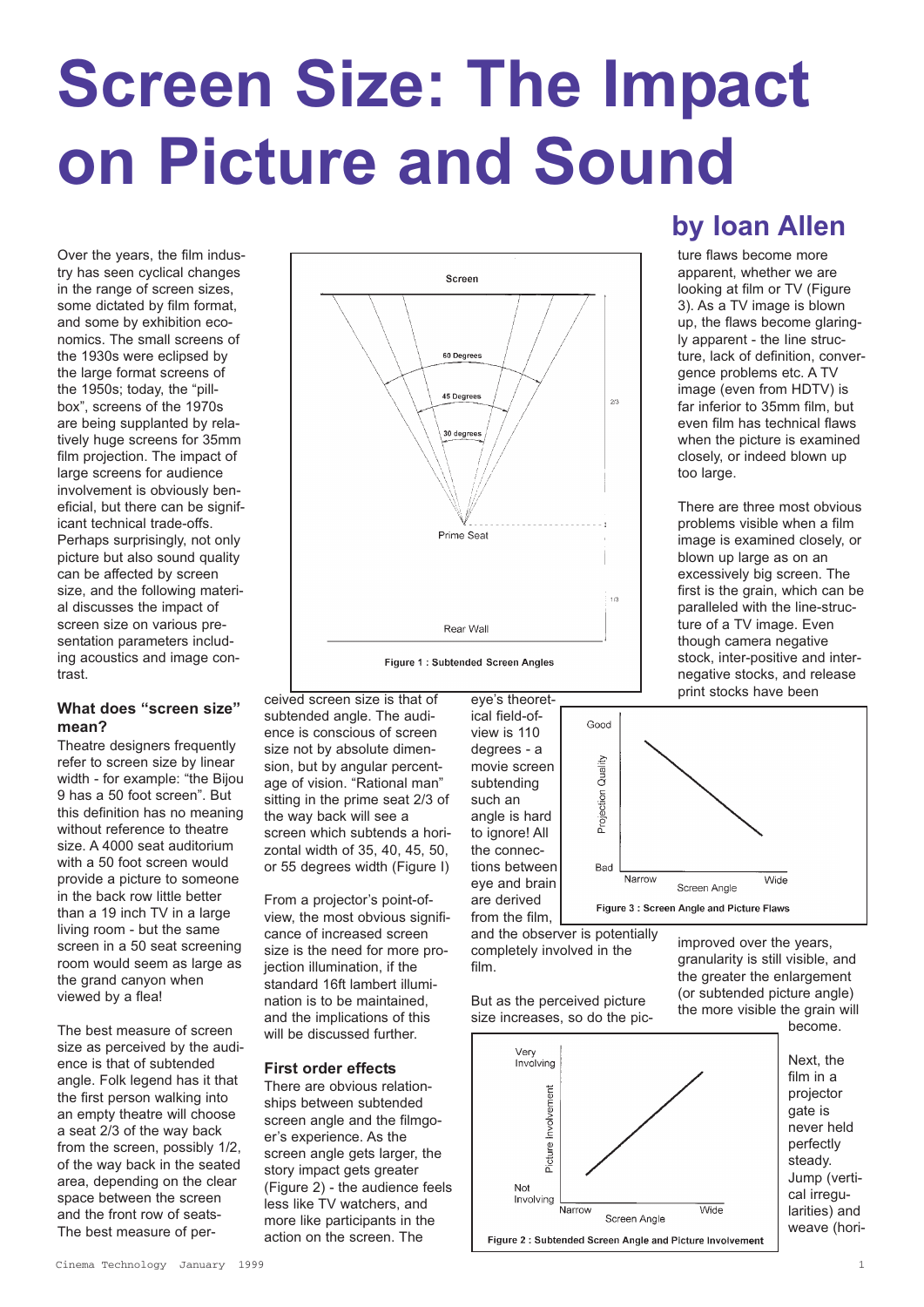# Screen Size: The Impact on Picture and Sound

## by Ioan Allen

Over the years, the film industry has seen cyclical changes in the range of screen sizes, some dictated by film format, and some by exhibition economics. The small screens of the 1930s were eclipsed by the large format screens of the 1950s; today, the "pill-box", screens of the 1970s are being supplanted by relatively huge screens for 35mm film projection. The impact of large screens for audience involvement is obviously beneficial, but there can be significant technical trade-offs. Perhaps surprisingly, not only picture but also sound quality can be affected by screen size, and the following material discusses the impact of screen size on various presentation parameters including acoustics and image contrast.

Figure 1 : Subtended Screen Angles

### What does "screen size" mean?

Theatre designers frequently refer to screen size by linear width - for example: "the Bijou 9 has a 50 foot screen". But this definition has no meaning without reference to theatre size. A 4000 seat auditorium with a 50 foot screen would provide a picture to someone in the back row little better than a 19 inch TV in a large living room - but the same screen in a 50 seat screening room would seem as large as the grand canyon when viewed by a flea!

The best measure of screen size as perceived by the audience is that of subtended angle. Folk legend has it that the first person walking into an empty theatre will choose a seat 2/3 of the way back from the screen, possibly 1/2, of the way back in the seated area, depending on the clear space between the screen and the front row of seats- The best measure of perceived screen size is that of subtended angle. The audience is conscious of screen size not by absolute dimension, but by angular percentage of vision. "Rational man" sitting in the prime seat 2/3 of the way back will see a screen which subtends a horizontal width of 35, 40, 45, 50, or 55 degrees width (Figure l)

From a projector's point-of-view, the most obvious significance of increased screen size is the need for more projection illumination, if the standard 16ft lambert illumination is to be maintained, and the implications of this will be discussed further.

### First order effects

There are obvious relationships between subtended screen angle and the filmgoer's experience. As the screen angle gets larger, the story impact gets greater (Figure 2) - the audience feels less like TV watchers, and more like participants in the action on the screen. The eye's theoretical field-of-view is 110 degrees - a movie screen subtending such an angle is hard to ignore! All the connections between eye and brain are derived from the film, and the observer is potentially completely involved in the film.

Figure 3 : Screen Angle and Picture Flaws

But as the perceived picture size increases, so do the picture flaws become more apparent, whether we are looking at film or TV (Figure 3). As a TV image is blown up, the flaws become glaringly apparent - the line structure, lack of definition, convergence problems etc. A TV image (even from HDTV) is far inferior to 35mm film, but even film has technical flaws when the picture is examined closely, or indeed blown up too large.

There are three most obvious problems visible when a film image is examined closely, or blown up large as on an excessively big screen. The first is the grain, which can be paralleled with the line-structure of a TV image. Even though camera negative stock, inter-positive and inter-negative stocks, and release print stocks have been improved over the years, granularity is still visible, and the greater the enlargement (or subtended picture angle) the more visible the grain will become.

Figure 2 : Subtended Screen Angle and Picture Involvement

Next, the film in a projector gate is never held perfectly steady. Jump (vertical irregularities) and weave (hori-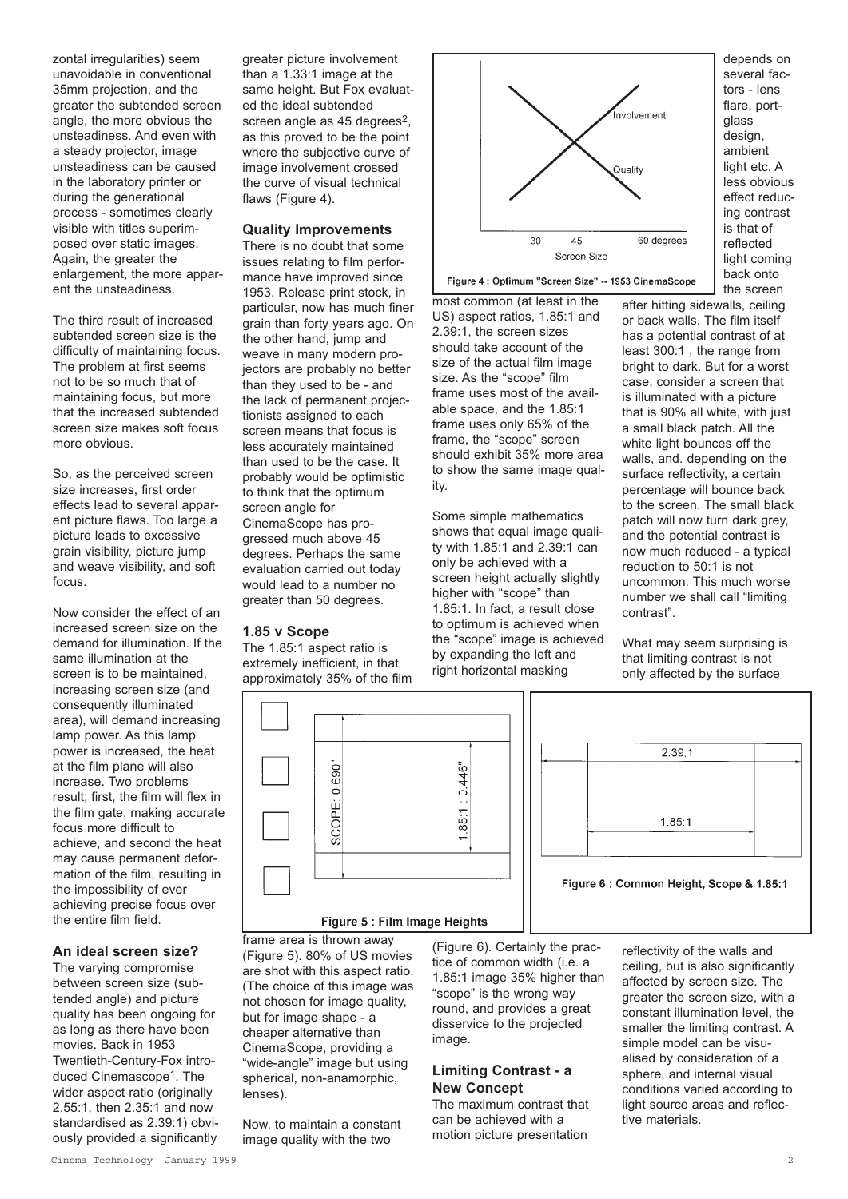zontal irregularities) seem unavoidable in conventional 35mm projection, and the greater the subtended screen angle, the more obvious the unsteadiness. And even with a steady projector, image unsteadiness can be caused in the laboratory printer or during the generational process - sometimes clearly visible with titles superimposed over static images. Again, the greater the enlargement, the more apparent the unsteadiness.

The third result of increased subtended screen size is the difficulty of maintaining focus. The problem at first seems not to be so much that of maintaining focus, but more that the increased subtended screen size makes soft focus more obvious.

So, as the perceived screen size increases, first order effects lead to several apparent picture flaws. Too large a picture leads to excessive grain visibility, picture jump and weave visibility, and soft focus.

Now consider the effect of an increased screen size on the demand for illumination. If the same illumination at the screen is to be maintained, increasing screen size (and consequently illuminated area), will demand increasing lamp power. As this lamp power is increased, the heat at the film plane will also increase. Two problems result; first, the film will flex in the film gate, making accurate focus more difficult to achieve, and second the heat may cause permanent deformation of the film, resulting in the impossibility of ever achieving precise focus over the entire film field.

### An ideal screen size?

The varying compromise between screen size (subtended angle) and picture quality has been ongoing for as long as there have been movies. Back in 1953 Twentieth-Century-Fox introduced Cinemascope[1]. The wider aspect ratio (originally 2.55:1, then 2.35:1 and now standardised as 2.39:1) obviously provided a significantly greater picture involvement than a 1.33:1 image at the same height. But Fox evaluated the ideal subtended screen angle as 45 degrees[2], as this proved to be the point where the subjective curve of image involvement crossed the curve of visual technical flaws (Figure 4).

### Quality Improvements

There is no doubt that some issues relating to film performance have improved since 1953. Release print stock, in particular, now has much finer grain than forty years ago. On the other hand, jump and weave in many modern projectors are probably no better than they used to be - and the lack of permanent projectionists assigned to each screen means that focus is less accurately maintained than used to be the case. It probably would be optimistic to think that the optimum screen angle for CinemaScope has progressed much above 45 degrees. Perhaps the same evaluation carried out today would lead to a number no greater than 50 degrees.

Figure 4 : Optimum "Screen Size" -- 1953 CinemaScope

### 1.85 v Scope

The 1.85:1 aspect ratio is extremely inefficient, in that approximately 35% of the film frame area is thrown away (Figure 5). 80% of US movies are shot with this aspect ratio. (The choice of this image was not chosen for image quality, but for image shape - a cheaper alternative than CinemaScope, providing a "wide-angle" image but using spherical, non-anamorphic, lenses).

Figure 5 : Film Image Heights

Now, to maintain a constant image quality with the two most common (at least in the US) aspect ratios, 1.85:1 and 2.39:1, the screen sizes should take account of the size of the actual film image size. As the "scope" film frame uses most of the available space, and the 1.85:1 frame uses only 65% of the frame, the "scope" screen should exhibit 35% more area to show the same image quality.

Some simple mathematics shows that equal image quality with 1.85:1 and 2.39:1 can only be achieved with a screen height actually slightly higher with "scope" than 1.85:1. In fact, a result close to optimum is achieved when the "scope" image is achieved by expanding the left and right horizontal masking (Figure 6). Certainly the practice of common width (i.e. a 1.85:1 image 35% higher than "scope" is the wrong way round, and provides a great disservice to the projected image.

Figure 6 : Common Height, Scope & 1.85:1

### Limiting Contrast - a New Concept

The maximum contrast that can be achieved with a motion picture presentation depends on several factors - lens flare, portglass design, ambient light etc. A less obvious effect reducing contrast is that of reflected light coming back onto the screen after hitting sidewalls, ceiling or back walls. The film itself has a potential contrast of at least 300:1 , the range from bright to dark. But for a worst case, consider a screen that is illuminated with a picture that is 90% all white, with just a small black patch. All the white light bounces off the walls, and. depending on the surface reflectivity, a certain percentage will bounce back to the screen. The small black patch will now turn dark grey, and the potential contrast is now much reduced - a typical reduction to 50:1 is not uncommon. This much worse number we shall call "limiting contrast".

What may seem surprising is that limiting contrast is not only affected by the surface reflectivity of the walls and ceiling, but is also significantly affected by screen size. The greater the screen size, with a constant illumination level, the smaller the limiting contrast. A simple model can be visualised by consideration of a sphere, and internal visual conditions varied according to light source areas and reflective materials.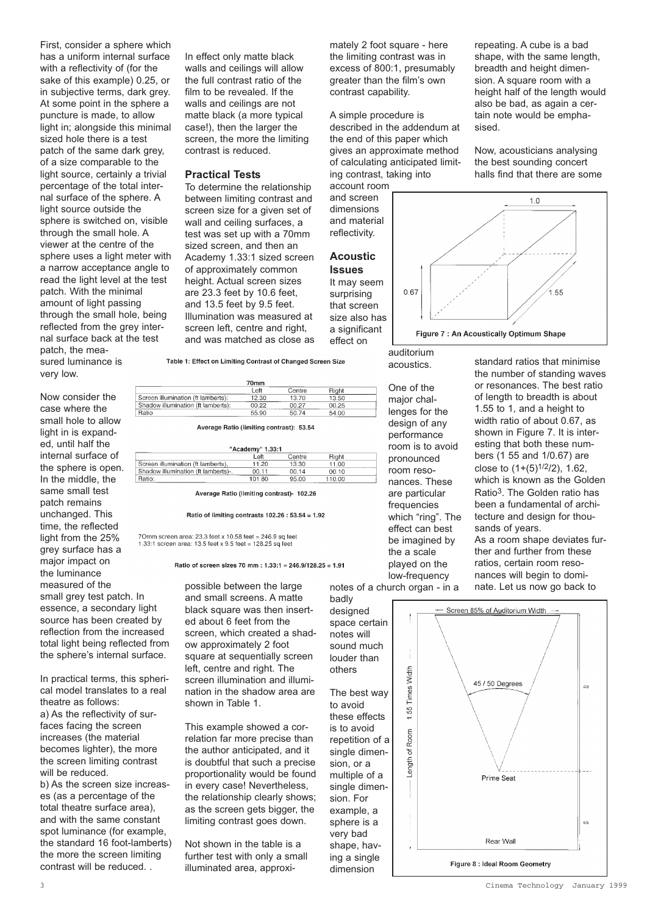First, consider a sphere which has a uniform internal surface with a reflectivity of (for the sake of this example) 0.25, or in subjective terms, dark grey. At some point in the sphere a puncture is made, to allow light in; alongside this minimal sized hole there is a test patch of the same dark grey, of a size comparable to the light source, certainly a trivial percentage of the total internal surface of the sphere. A light source outside the sphere is switched on, visible through the small hole. A viewer at the centre of the sphere uses a light meter with a narrow acceptance angle to read the light level at the test patch. With the minimal amount of light passing through the small hole, being reflected from the grey internal surface back at the test patch, the measured luminance is very low.

Now consider the case where the small hole to allow light in is expanded, until half the internal surface of the sphere is open. In the middle, the same small test patch remains unchanged. This time, the reflected light from the 25% grey surface has a major impact on the luminance measured of the small grey test patch. In essence, a secondary light source has been created by reflection from the increased total light being reflected from the sphere's internal surface.

In practical terms, this spherical model translates to a real theatre as follows:

a) As the reflectivity of surfaces facing the screen increases (the material becomes lighter), the more the screen limiting contrast will be reduced.

b) As the screen size increases (as a percentage of the total theatre surface area), and with the same constant spot luminance (for example, the standard 16 foot-lamberts) the more the screen limiting contrast will be reduced. .

In effect only matte black walls and ceilings will allow the full contrast ratio of the film to be revealed. If the walls and ceilings are not matte black (a more typical case!), then the larger the screen, the more the limiting contrast is reduced.

## Practical Tests

To determine the relationship between limiting contrast and screen size for a given set of wall and ceiling surfaces, a test was set up with a 70mm sized screen, and then an Academy 1.33:1 sized screen of approximately common height. Actual screen sizes are 23.3 feet by 10.6 feet, and 13.5 feet by 9.5 feet. Illumination was measured at screen left, centre and right, and was matched as close as possible between the large and small screens. A matte black square was then inserted about 6 feet from the screen, which created a shadow approximately 2 foot square at sequentially screen left, centre and right. The screen illumination and illumination in the shadow area are shown in Table 1.

**Table 1: Effect on Limiting Contrast of Changed Screen Size**

| 70mm | Left | Centre | Right |
|---|---|---|---|
| Screen illumination (ft lamberts): | 12.30 | 13.70 | 13.50 |
| Shadow illumination (ft lamberts): | 00.22 | 00.27 | 00.25 |
| Ratio | 55.90 | 50.74 | 54.00 |

Average Ratio (limiting contrast): 53.54

| "Academy" 1.33:1 | Left | Centre | Right |
|---|---|---|---|
| Screen illumination (ft lamberts), | 11.20 | 13.30 | 11.00 |
| Shadow illumination (ft lamberts)-. | 00.11 | 00.14 | 00.10 |
| Ratio: | 101.80 | 95.00 | 110.00 |

Average Ratio (limiting contrast)- 102.26

Ratio of limiting contrasts 102.26 : 53.54 = 1.92

70mm screen area: 23.3 feet x 10.58 feet = 246.9 sq feet
1.33:1 screen area: 13.5 feet x 9.5 feet = 128.25 sq feet

Ratio of screen sizes 70 mm : 1.33:1 = 246.9/128.25 = 1.91

This example showed a correlation far more precise than the author anticipated, and it is doubtful that such a precise proportionality would be found in every case! Nevertheless, the relationship clearly shows; as the screen gets bigger, the limiting contrast goes down.

Not shown in the table is a further test with only a small illuminated area, approximately 2 foot square - here the limiting contrast was in excess of 800:1, presumably greater than the film's own contrast capability.

A simple procedure is described in the addendum at the end of this paper which gives an approximate method of calculating anticipated limiting contrast, taking into account room and screen dimensions and material reflectivity.

## Acoustic Issues

It may seem surprising that screen size also has a significant effect on auditorium acoustics.

One of the major challenges for the design of any performance room is to avoid pronounced room resonances. These are particular frequencies which "ring". The effect can best be imagined by the a scale played on the low-frequency notes of a church organ - in a badly designed space certain notes will sound much louder than others

The best way to avoid these effects is to avoid repetition of a single dimension, or a multiple of a single dimension. For example, a sphere is a very bad shape, having a single dimension repeating. A cube is a bad shape, with the same length, breadth and height dimension. A square room with a height half of the length would also be bad, as again a certain note would be emphasised.

Now, acousticians analysing the best sounding concert halls find that there are some standard ratios that minimise the number of standing waves or resonances. The best ratio of length to breadth is about 1.55 to 1, and a height to width ratio of about 0.67, as shown in Figure 7. It is interesting that both these numbers (1 55 and 1/0.67) are close to $(1+(5)^{1/2}/2)$, 1.62, which is known as the Golden Ratio[3]. The Golden ratio has been a fundamental of architecture and design for thousands of years.

As a room shape deviates further and further from these ratios, certain room resonances will begin to dominate. Let us now go back to

Figure 7 : An Acoustically Optimum Shape

Figure 8 : Ideal Room Geometry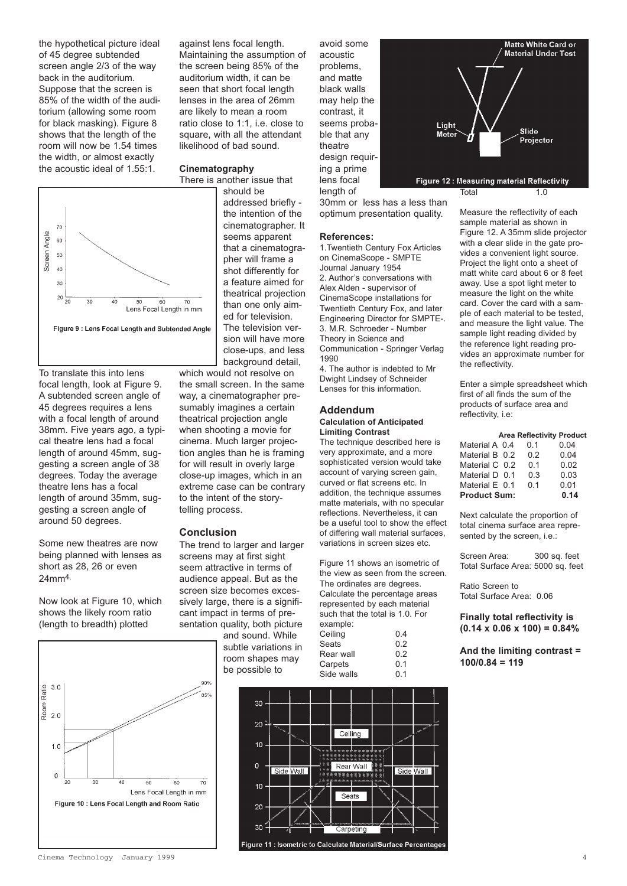the hypothetical picture ideal of 45 degree subtended screen angle 2/3 of the way back in the auditorium. Suppose that the screen is 85% of the width of the auditorium (allowing some room for black masking). Figure 8 shows that the length of the room will now be 1.54 times the width, or almost exactly the acoustic ideal of 1.55:1.

Screen Angle
70
60
50
40
30
20
20 30 40 50 60 70
Lens Focal Length in mm

Figure 9 : Lens Focal Length and Subtended Angle

To translate this into lens focal length, look at Figure 9. A subtended screen angle of 45 degrees requires a lens with a focal length of around 38mm. Five years ago, a typical theatre lens had a focal length of around 45mm, suggesting a screen angle of 38 degrees. Today the average theatre lens has a focal length of around 35mm, suggesting a screen angle of around 50 degrees.

Some new theatres are now being planned with lenses as short as 28, 26 or even 24mm[4].

Now look at Figure 10, which shows the likely room ratio (length to breadth) plotted against lens focal length. Maintaining the assumption of the screen being 85% of the auditorium width, it can be seen that short focal length lenses in the area of 26mm are likely to mean a room ratio close to 1:1, i.e. close to square, with all the attendant likelihood of bad sound.

Room Ratio
3.0
2.0
1.0
0
90%
85%
20 30 40 50 60 70
Lens Focal Length in mm

Figure 10 : Lens Focal Length and Room Ratio

## Cinematography

There is another issue that should be addressed briefly - the intention of the cinematographer. It seems apparent that a cinematographer will frame a shot differently for a feature aimed for theatrical projection than one only aimed for television. The television version will have more close-ups, and less background detail, which would not resolve on the small screen. In the same way, a cinematographer presumably imagines a certain theatrical projection angle when shooting a movie for cinema. Much larger projection angles than he is framing for will result in overly large close-up images, which in an extreme case can be contrary to the intent of the story-telling process.

## Conclusion

The trend to larger and larger screens may at first sight seem attractive in terms of audience appeal. But as the screen size becomes excessively large, there is a significant impact in terms of presentation quality, both picture and sound. While subtle variations in room shapes may be possible to avoid some acoustic problems, and matte black walls may help the contrast, it seems probable that any theatre design requiring a prime lens focal length of 30mm or less has a less than optimum presentation quality.

## References:

1. Twentieth Century Fox Articles on CinemaScope - SMPTE Journal January 1954
2. Author's conversations with Alex Alden - supervisor of CinemaScope installations for Twentieth Century Fox, and later Engineering Director for SMPTE-.
3. M.R. Schroeder - Number Theory in Science and Communication - Springer Verlag 1990
4. The author is indebted to Mr Dwight Lindsey of Schneider Lenses for this information.

## Addendum

### Calculation of Anticipated Limiting Contrast

The technique described here is very approximate, and a more sophisticated version would take account of varying screen gain, curved or flat screens etc. In addition, the technique assumes matte materials, with no specular reflections. Nevertheless, it can be a useful tool to show the effect of differing wall material surfaces, variations in screen sizes etc.

Figure 11 shows an isometric of the view as seen from the screen. The ordinates are degrees. Calculate the percentage areas represented by each material such that the total is 1.0. For example:

| | |
|---|---|
| Ceiling | 0.4 |
| Seats | 0.2 |
| Rear wall | 0.2 |
| Carpets | 0.1 |
| Side walls | 0.1 |
| Total | 1.0 |

30
20
10
0
10
20
30
Ceiling
Rear Wall
Side Wall
Side Wall
Seats
Carpeting

Figure 11 : Isometric to Calculate Material/Surface Percentages

Matte White Card or Material Under Test
Light Meter
Slide Projector

Figure 12 : Measuring material Reflectivity

Measure the reflectivity of each sample material as shown in Figure 12. A 35mm slide projector with a clear slide in the gate provides a convenient light source. Project the light onto a sheet of matt white card about 6 or 8 feet away. Use a spot light meter to measure the light on the white card. Cover the card with a sample of each material to be tested, and measure the light value. The sample light reading divided by the reference light reading provides an approximate number for the reflectivity.

Enter a simple spreadsheet which first of all finds the sum of the products of surface area and reflectivity, i.e:

| | Area | Reflectivity | Product |
|---|---|---|---|
| Material A | 0.4 | 0.1 | 0.04 |
| Material B | 0.2 | 0.2 | 0.04 |
| Material C | 0.2 | 0.1 | 0.02 |
| Material D | 0.1 | 0.3 | 0.03 |
| Material E | 0.1 | 0.1 | 0.01 |
| **Product Sum:** | | | **0.14** |

Next calculate the proportion of total cinema surface area represented by the screen, i.e.:

Screen Area: 300 sq. feet
Total Surface Area: 5000 sq. feet

Ratio Screen to Total Surface Area: 0.06

**Finally total reflectivity is (0.14 x 0.06 x 100) = 0.84%**

**And the limiting contrast = 100/0.84 = 119**